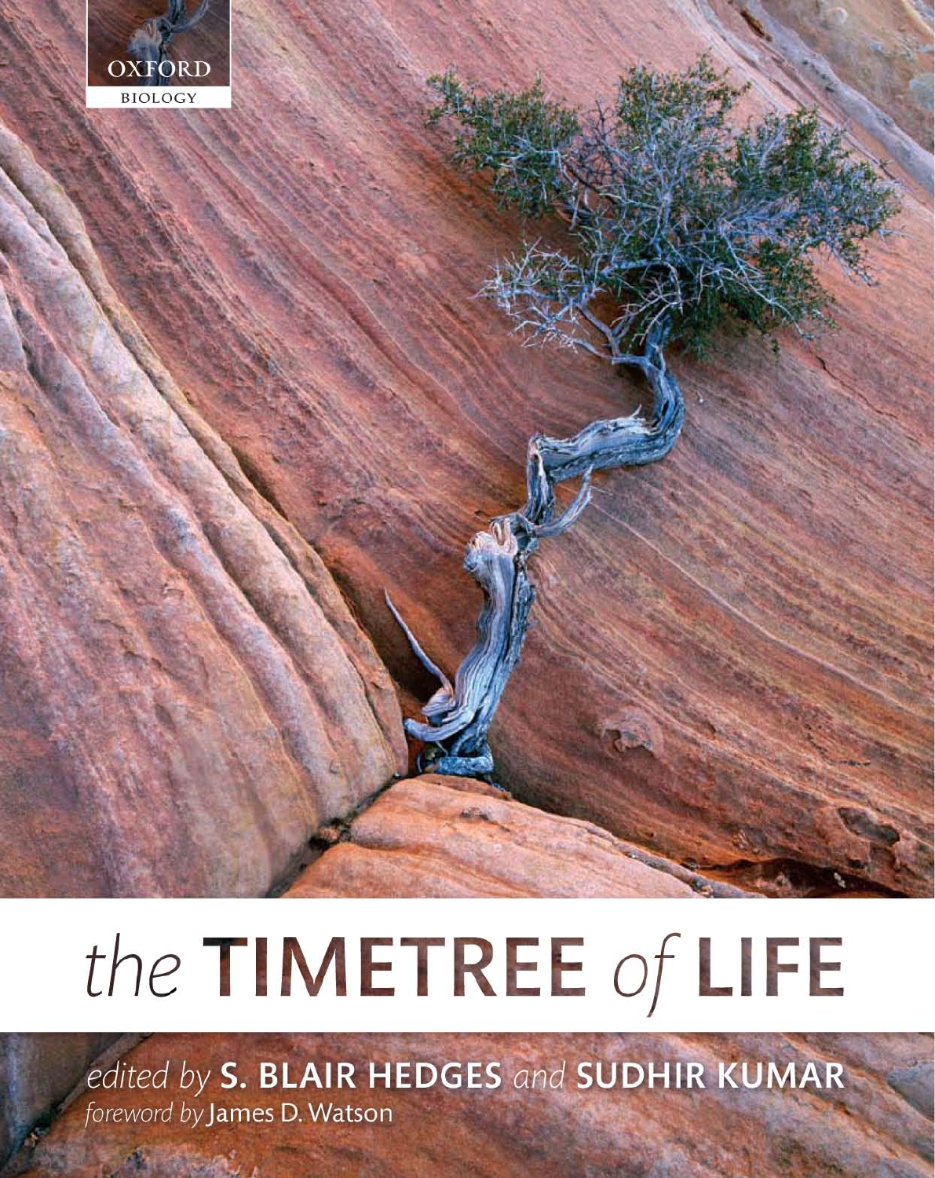OXFORD

BIOLOGY

# *the* TIMETREE *of* LIFE

*edited by* **S. BLAIR HEDGES** *and* **SUDHIR KUMAR**

*foreword by* James D. Watson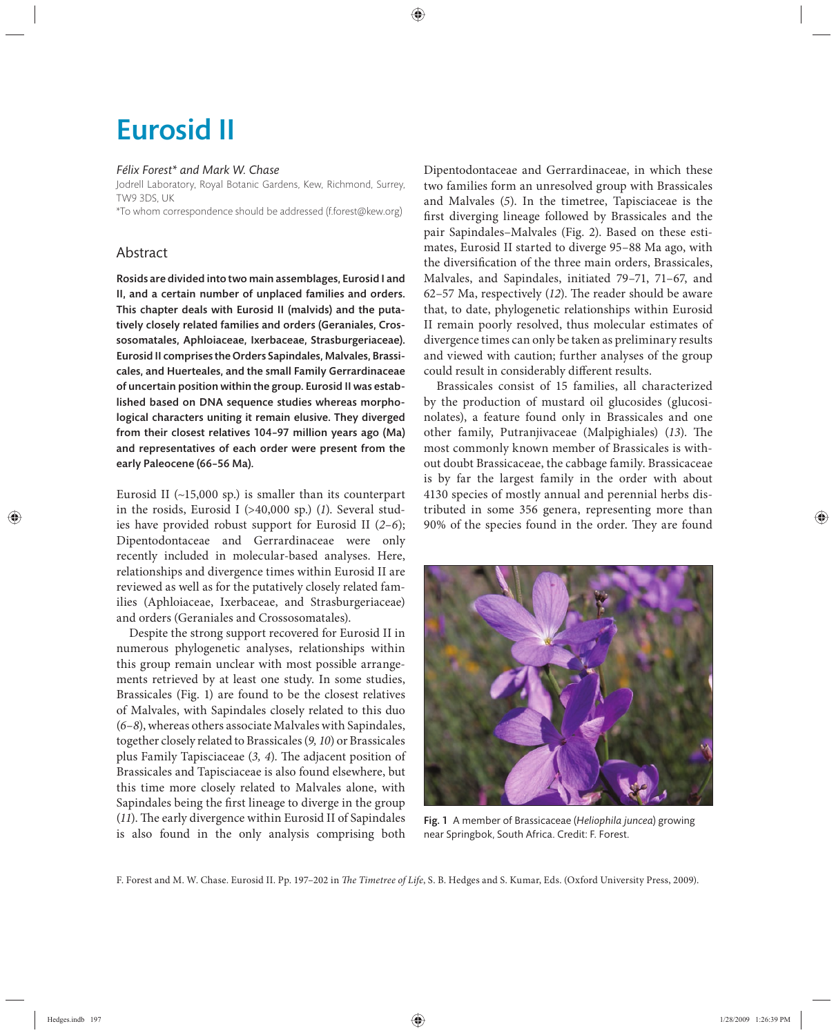# Eurosid II

*Félix Forest\* and Mark W. Chase*

Jodrell Laboratory, Royal Botanic Gardens, Kew, Richmond, Surrey, TW9 3DS, UK

\*To whom correspondence should be addressed (f.forest@kew.org)

## Abstract

**Rosids are divided into two main assemblages, Eurosid I and II, and a certain number of unplaced families and orders. This chapter deals with Eurosid II (malvids) and the putatively closely related families and orders (Geraniales, Crossosomatales, Aphloiaceae, Ixerbaceae, Strasburgeriaceae). Eurosid II comprises the Orders Sapindales, Malvales, Brassicales, and Huerteales, and the small Family Gerrardinaceae of uncertain position within the group. Eurosid II was established based on DNA sequence studies whereas morphological characters uniting it remain elusive. They diverged from their closest relatives 104–97 million years ago (Ma) and representatives of each order were present from the early Paleocene (66–56 Ma).**

Eurosid II (~15,000 sp.) is smaller than its counterpart in the rosids, Eurosid I (>40,000 sp.) (*1*). Several studies have provided robust support for Eurosid II (*2–6*); Dipentodontaceae and Gerrardinaceae were only recently included in molecular-based analyses. Here, relationships and divergence times within Eurosid II are reviewed as well as for the putatively closely related families (Aphloiaceae, Ixerbaceae, and Strasburgeriaceae) and orders (Geraniales and Crossosomatales).

Despite the strong support recovered for Eurosid II in numerous phylogenetic analyses, relationships within this group remain unclear with most possible arrangements retrieved by at least one study. In some studies, Brassicales (Fig. 1) are found to be the closest relatives of Malvales, with Sapindales closely related to this duo (*6–8*), whereas others associate Malvales with Sapindales, together closely related to Brassicales (*9, 10*) or Brassicales plus Family Tapisciaceae (*3, 4*). The adjacent position of Brassicales and Tapisciaceae is also found elsewhere, but this time more closely related to Malvales alone, with Sapindales being the first lineage to diverge in the group (*11*). The early divergence within Eurosid II of Sapindales is also found in the only analysis comprising both Dipentodontaceae and Gerrardinaceae, in which these two families form an unresolved group with Brassicales and Malvales (*5*). In the timetree, Tapisciaceae is the first diverging lineage followed by Brassicales and the pair Sapindales–Malvales (Fig. 2). Based on these estimates, Eurosid II started to diverge 95–88 Ma ago, with the diversification of the three main orders, Brassicales, Malvales, and Sapindales, initiated 79–71, 71–67, and 62–57 Ma, respectively (*12*). The reader should be aware that, to date, phylogenetic relationships within Eurosid II remain poorly resolved, thus molecular estimates of divergence times can only be taken as preliminary results and viewed with caution; further analyses of the group could result in considerably different results.

Brassicales consist of 15 families, all characterized by the production of mustard oil glucosides (glucosinolates), a feature found only in Brassicales and one other family, Putranjivaceae (Malpighiales) (*13*). The most commonly known member of Brassicales is without doubt Brassicaceae, the cabbage family. Brassicaceae is by far the largest family in the order with about 4130 species of mostly annual and perennial herbs distributed in some 356 genera, representing more than 90% of the species found in the order. They are found

**Fig. 1** A member of Brassicaceae (*Heliophila juncea*) growing near Springbok, South Africa. Credit: F. Forest.

F. Forest and M. W. Chase. Eurosid II. Pp. 197–202 in *The Timetree of Life*, S. B. Hedges and S. Kumar, Eds. (Oxford University Press, 2009).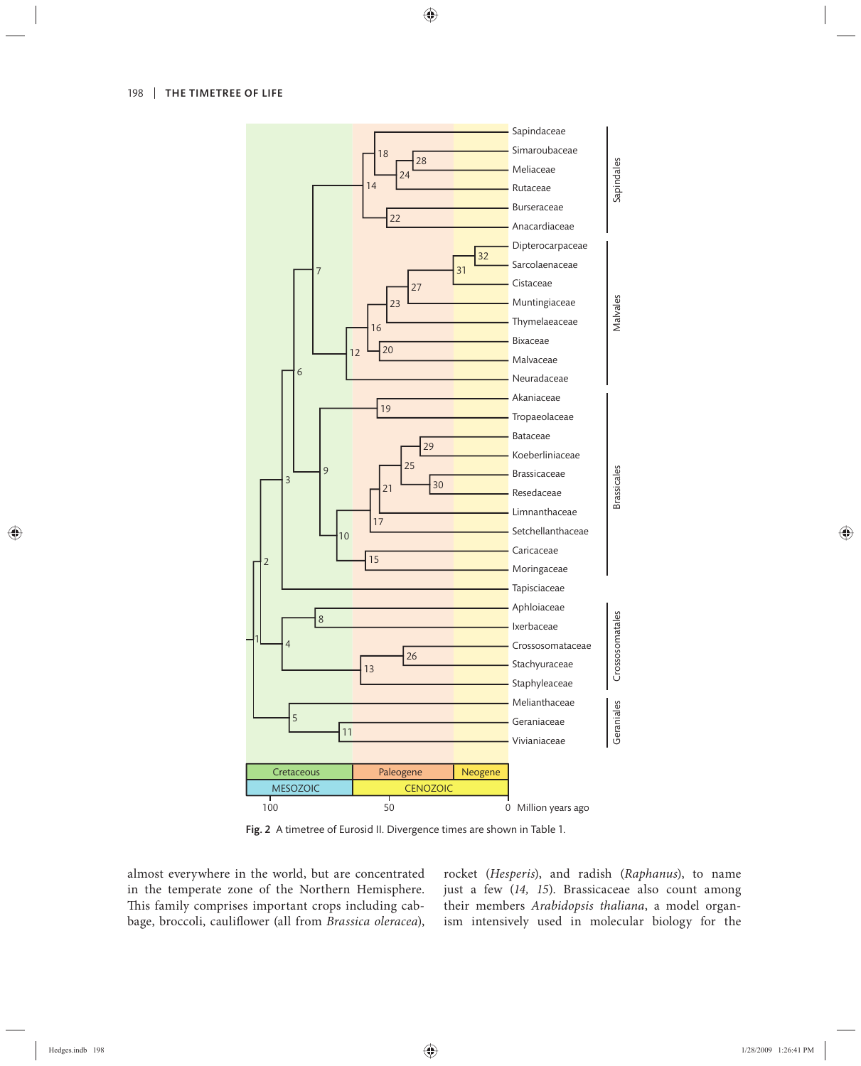Fig. 2 A timetree of Eurosid II. Divergence times are shown in Table 1.

almost everywhere in the world, but are concentrated in the temperate zone of the Northern Hemisphere. This family comprises important crops including cabbage, broccoli, cauliflower (all from *Brassica oleracea*), rocket (*Hesperis*), and radish (*Raphanus*), to name just a few (*14, 15*). Brassicaceae also count among their members *Arabidopsis thaliana*, a model organism intensively used in molecular biology for the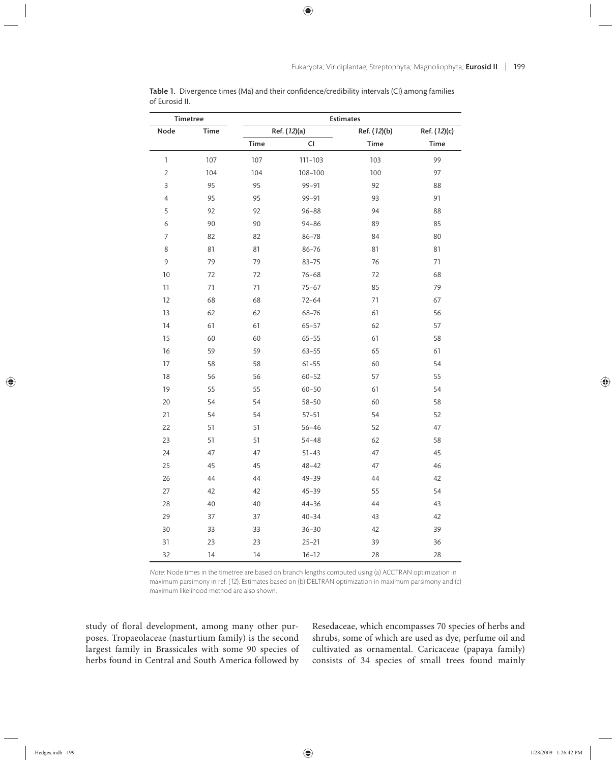**Table 1.** Divergence times (Ma) and their confidence/credibility intervals (CI) among families of Eurosid II.

| Timetree | | Estimates | | | |
|---|---|---|---|---|---|
| Node | Time | Ref. (*12*)(a) | | Ref. (*12*)(b) | Ref. (*12*)(c) |
| | | Time | CI | Time | Time |
| 1 | 107 | 107 | 111–103 | 103 | 99 |
| 2 | 104 | 104 | 108–100 | 100 | 97 |
| 3 | 95 | 95 | 99–91 | 92 | 88 |
| 4 | 95 | 95 | 99–91 | 93 | 91 |
| 5 | 92 | 92 | 96–88 | 94 | 88 |
| 6 | 90 | 90 | 94–86 | 89 | 85 |
| 7 | 82 | 82 | 86–78 | 84 | 80 |
| 8 | 81 | 81 | 86–76 | 81 | 81 |
| 9 | 79 | 79 | 83–75 | 76 | 71 |
| 10 | 72 | 72 | 76–68 | 72 | 68 |
| 11 | 71 | 71 | 75–67 | 85 | 79 |
| 12 | 68 | 68 | 72–64 | 71 | 67 |
| 13 | 62 | 62 | 68–76 | 61 | 56 |
| 14 | 61 | 61 | 65–57 | 62 | 57 |
| 15 | 60 | 60 | 65–55 | 61 | 58 |
| 16 | 59 | 59 | 63–55 | 65 | 61 |
| 17 | 58 | 58 | 61–55 | 60 | 54 |
| 18 | 56 | 56 | 60–52 | 57 | 55 |
| 19 | 55 | 55 | 60–50 | 61 | 54 |
| 20 | 54 | 54 | 58–50 | 60 | 58 |
| 21 | 54 | 54 | 57–51 | 54 | 52 |
| 22 | 51 | 51 | 56–46 | 52 | 47 |
| 23 | 51 | 51 | 54–48 | 62 | 58 |
| 24 | 47 | 47 | 51–43 | 47 | 45 |
| 25 | 45 | 45 | 48–42 | 47 | 46 |
| 26 | 44 | 44 | 49–39 | 44 | 42 |
| 27 | 42 | 42 | 45–39 | 55 | 54 |
| 28 | 40 | 40 | 44–36 | 44 | 43 |
| 29 | 37 | 37 | 40–34 | 43 | 42 |
| 30 | 33 | 33 | 36–30 | 42 | 39 |
| 31 | 23 | 23 | 25–21 | 39 | 36 |
| 32 | 14 | 14 | 16–12 | 28 | 28 |

*Note*: Node times in the timetree are based on branch lengths computed using (a) ACCTRAN optimization in maximum parsimony in ref. (*12*). Estimates based on (b) DELTRAN optimization in maximum parsimony and (c) maximum likelihood method are also shown.

study of floral development, among many other purposes. Tropaeolaceae (nasturtium family) is the second largest family in Brassicales with some 90 species of herbs found in Central and South America followed by Resedaceae, which encompasses 70 species of herbs and shrubs, some of which are used as dye, perfume oil and cultivated as ornamental. Caricaceae (papaya family) consists of 34 species of small trees found mainly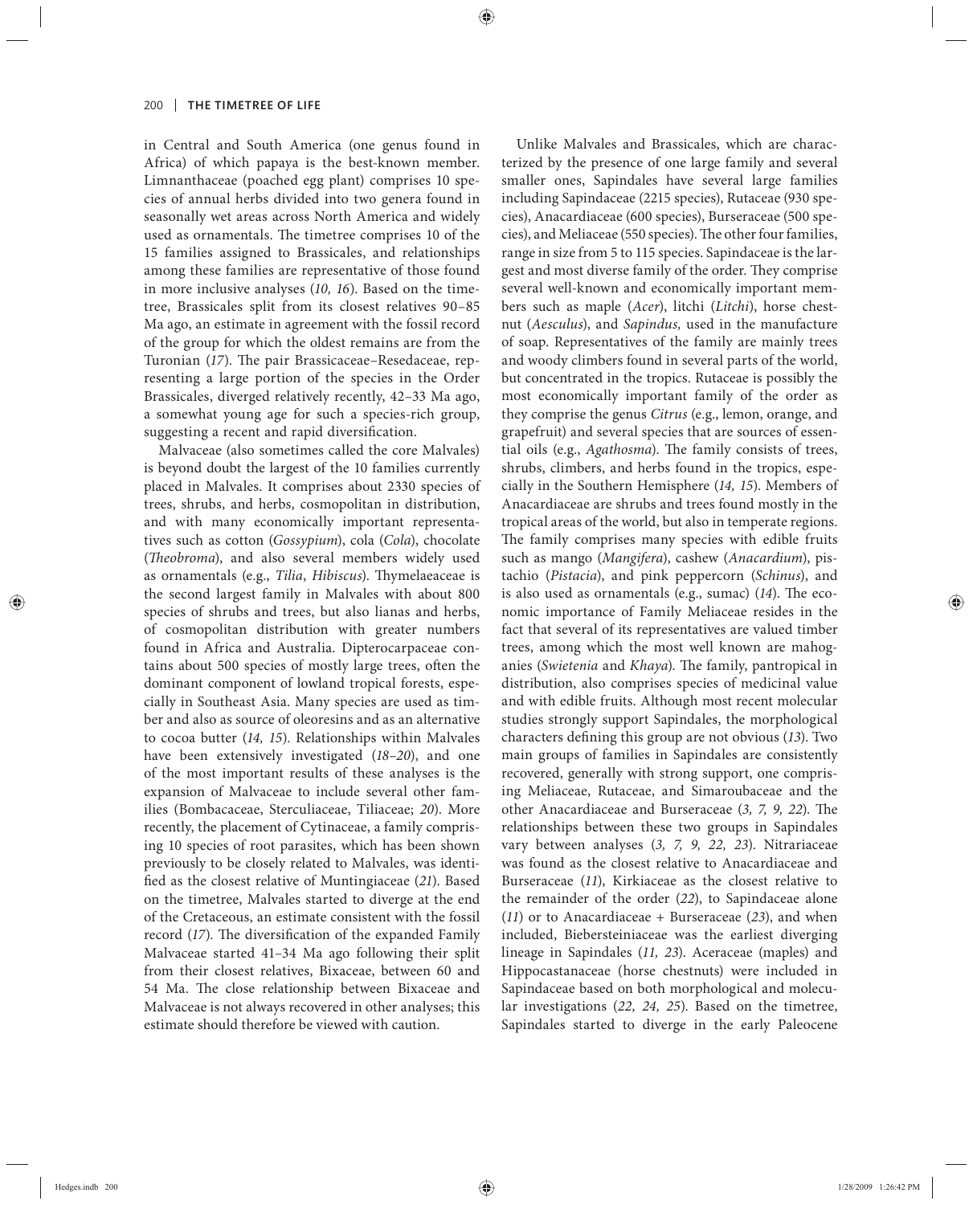in Central and South America (one genus found in Africa) of which papaya is the best-known member. Limnanthaceae (poached egg plant) comprises 10 species of annual herbs divided into two genera found in seasonally wet areas across North America and widely used as ornamentals. The timetree comprises 10 of the 15 families assigned to Brassicales, and relationships among these families are representative of those found in more inclusive analyses (*10, 16*). Based on the timetree, Brassicales split from its closest relatives 90–85 Ma ago, an estimate in agreement with the fossil record of the group for which the oldest remains are from the Turonian (*17*). The pair Brassicaceae–Resedaceae, representing a large portion of the species in the Order Brassicales, diverged relatively recently, 42–33 Ma ago, a somewhat young age for such a species-rich group, suggesting a recent and rapid diversification.

Malvaceae (also sometimes called the core Malvales) is beyond doubt the largest of the 10 families currently placed in Malvales. It comprises about 2330 species of trees, shrubs, and herbs, cosmopolitan in distribution, and with many economically important representatives such as cotton (*Gossypium*), cola (*Cola*), chocolate (*Theobroma*), and also several members widely used as ornamentals (e.g., *Tilia*, *Hibiscus*). Thymelaeaceae is the second largest family in Malvales with about 800 species of shrubs and trees, but also lianas and herbs, of cosmopolitan distribution with greater numbers found in Africa and Australia. Dipterocarpaceae contains about 500 species of mostly large trees, often the dominant component of lowland tropical forests, especially in Southeast Asia. Many species are used as timber and also as source of oleoresins and as an alternative to cocoa butter (*14, 15*). Relationships within Malvales have been extensively investigated (*18–20*), and one of the most important results of these analyses is the expansion of Malvaceae to include several other families (Bombacaceae, Sterculiaceae, Tiliaceae; *20*). More recently, the placement of Cytinaceae, a family comprising 10 species of root parasites, which has been shown previously to be closely related to Malvales, was identified as the closest relative of Muntingiaceae (*21*). Based on the timetree, Malvales started to diverge at the end of the Cretaceous, an estimate consistent with the fossil record (*17*). The diversification of the expanded Family Malvaceae started 41–34 Ma ago following their split from their closest relatives, Bixaceae, between 60 and 54 Ma. The close relationship between Bixaceae and Malvaceae is not always recovered in other analyses; this estimate should therefore be viewed with caution.

Unlike Malvales and Brassicales, which are characterized by the presence of one large family and several smaller ones, Sapindales have several large families including Sapindaceae (2215 species), Rutaceae (930 species), Anacardiaceae (600 species), Burseraceae (500 species), and Meliaceae (550 species). The other four families, range in size from 5 to 115 species. Sapindaceae is the largest and most diverse family of the order. They comprise several well-known and economically important members such as maple (*Acer*), litchi (*Litchi*), horse chestnut (*Aesculus*), and *Sapindus,* used in the manufacture of soap. Representatives of the family are mainly trees and woody climbers found in several parts of the world, but concentrated in the tropics. Rutaceae is possibly the most economically important family of the order as they comprise the genus *Citrus* (e.g., lemon, orange, and grapefruit) and several species that are sources of essential oils (e.g., *Agathosma*). The family consists of trees, shrubs, climbers, and herbs found in the tropics, especially in the Southern Hemisphere (*14, 15*). Members of Anacardiaceae are shrubs and trees found mostly in the tropical areas of the world, but also in temperate regions. The family comprises many species with edible fruits such as mango (*Mangifera*), cashew (*Anacardium*), pistachio (*Pistacia*), and pink peppercorn (*Schinus*), and is also used as ornamentals (e.g., sumac) (*14*). The economic importance of Family Meliaceae resides in the fact that several of its representatives are valued timber trees, among which the most well known are mahoganies (*Swietenia* and *Khaya*). The family, pantropical in distribution, also comprises species of medicinal value and with edible fruits. Although most recent molecular studies strongly support Sapindales, the morphological characters defining this group are not obvious (*13*). Two main groups of families in Sapindales are consistently recovered, generally with strong support, one comprising Meliaceae, Rutaceae, and Simaroubaceae and the other Anacardiaceae and Burseraceae (*3, 7, 9, 22*). The relationships between these two groups in Sapindales vary between analyses (*3, 7, 9, 22, 23*). Nitrariaceae was found as the closest relative to Anacardiaceae and Burseraceae (*11*), Kirkiaceae as the closest relative to the remainder of the order (*22*), to Sapindaceae alone (*11*) or to Anacardiaceae + Burseraceae (*23*), and when included, Biebersteiniaceae was the earliest diverging lineage in Sapindales (*11, 23*). Aceraceae (maples) and Hippocastanaceae (horse chestnuts) were included in Sapindaceae based on both morphological and molecular investigations (*22, 24, 25*). Based on the timetree, Sapindales started to diverge in the early Paleocene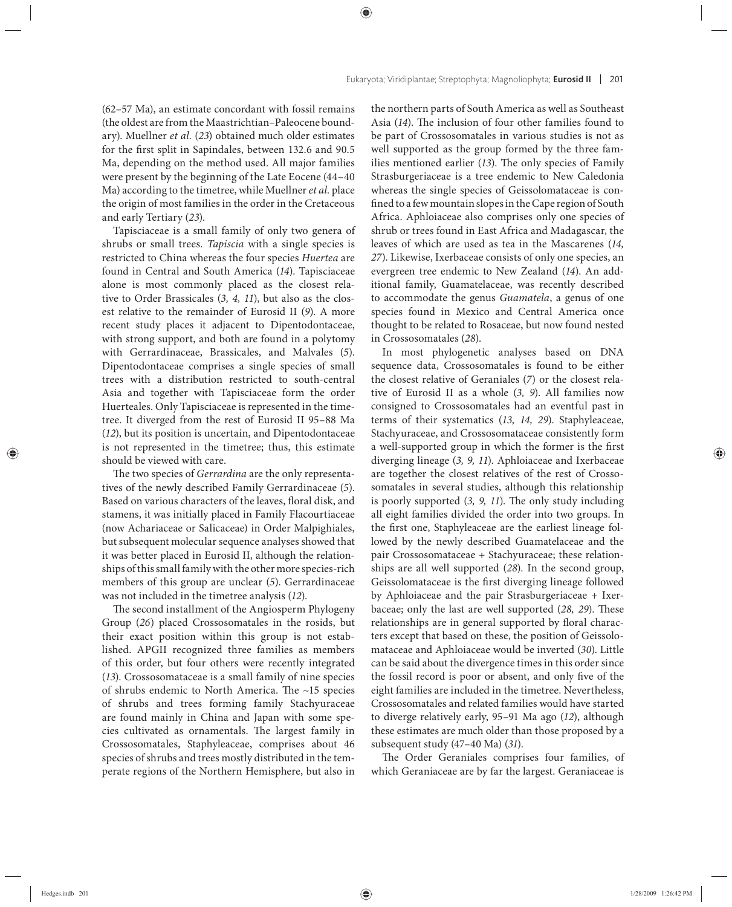(62–57 Ma), an estimate concordant with fossil remains (the oldest are from the Maastrichtian–Paleocene boundary). Muellner *et al.* (*23*) obtained much older estimates for the first split in Sapindales, between 132.6 and 90.5 Ma, depending on the method used. All major families were present by the beginning of the Late Eocene (44–40 Ma) according to the timetree, while Muellner *et al.* place the origin of most families in the order in the Cretaceous and early Tertiary (*23*).

Tapisciaceae is a small family of only two genera of shrubs or small trees. *Tapiscia* with a single species is restricted to China whereas the four species *Huertea* are found in Central and South America (*14*). Tapisciaceae alone is most commonly placed as the closest relative to Order Brassicales (*3, 4, 11*), but also as the closest relative to the remainder of Eurosid II (*9*). A more recent study places it adjacent to Dipentodontaceae, with strong support, and both are found in a polytomy with Gerrardinaceae, Brassicales, and Malvales (*5*). Dipentodontaceae comprises a single species of small trees with a distribution restricted to south-central Asia and together with Tapisciaceae form the order Huerteales. Only Tapisciaceae is represented in the timetree. It diverged from the rest of Eurosid II 95–88 Ma (*12*), but its position is uncertain, and Dipentodontaceae is not represented in the timetree; thus, this estimate should be viewed with care.

The two species of *Gerrardina* are the only representatives of the newly described Family Gerrardinaceae (*5*). Based on various characters of the leaves, floral disk, and stamens, it was initially placed in Family Flacourtiaceae (now Achariaceae or Salicaceae) in Order Malpighiales, but subsequent molecular sequence analyses showed that it was better placed in Eurosid II, although the relationships of this small family with the other more species-rich members of this group are unclear (*5*). Gerrardinaceae was not included in the timetree analysis (*12*).

The second installment of the Angiosperm Phylogeny Group (*26*) placed Crossosomatales in the rosids, but their exact position within this group is not established. APGII recognized three families as members of this order, but four others were recently integrated (*13*). Crossosomataceae is a small family of nine species of shrubs endemic to North America. The ~15 species of shrubs and trees forming family Stachyuraceae are found mainly in China and Japan with some species cultivated as ornamentals. The largest family in Crossosomatales, Staphyleaceae, comprises about 46 species of shrubs and trees mostly distributed in the temperate regions of the Northern Hemisphere, but also in the northern parts of South America as well as Southeast Asia (*14*). The inclusion of four other families found to be part of Crossosomatales in various studies is not as well supported as the group formed by the three families mentioned earlier (*13*). The only species of Family Strasburgeriaceae is a tree endemic to New Caledonia whereas the single species of Geissolomataceae is confined to a few mountain slopes in the Cape region of South Africa. Aphloiaceae also comprises only one species of shrub or trees found in East Africa and Madagascar, the leaves of which are used as tea in the Mascarenes (*14, 27*). Likewise, Ixerbaceae consists of only one species, an evergreen tree endemic to New Zealand (*14*). An additional family, Guamatelaceae, was recently described to accommodate the genus *Guamatela*, a genus of one species found in Mexico and Central America once thought to be related to Rosaceae, but now found nested in Crossosomatales (*28*).

In most phylogenetic analyses based on DNA sequence data, Crossosomatales is found to be either the closest relative of Geraniales (*7*) or the closest relative of Eurosid II as a whole (*3, 9*). All families now consigned to Crossosomatales had an eventful past in terms of their systematics (*13, 14, 29*). Staphyleaceae, Stachyuraceae, and Crossosomataceae consistently form a well-supported group in which the former is the first diverging lineage (*3, 9, 11*). Aphloiaceae and Ixerbaceae are together the closest relatives of the rest of Crossosomatales in several studies, although this relationship is poorly supported (*3, 9, 11*). The only study including all eight families divided the order into two groups. In the first one, Staphyleaceae are the earliest lineage followed by the newly described Guamatelaceae and the pair Crossosomataceae + Stachyuraceae; these relationships are all well supported (*28*). In the second group, Geissolomataceae is the first diverging lineage followed by Aphloiaceae and the pair Strasburgeriaceae + Ixerbaceae; only the last are well supported (*28, 29*). These relationships are in general supported by floral characters except that based on these, the position of Geissolomataceae and Aphloiaceae would be inverted (*30*). Little can be said about the divergence times in this order since the fossil record is poor or absent, and only five of the eight families are included in the timetree. Nevertheless, Crossosomatales and related families would have started to diverge relatively early, 95–91 Ma ago (*12*), although these estimates are much older than those proposed by a subsequent study (47–40 Ma) (*31*).

The Order Geraniales comprises four families, of which Geraniaceae are by far the largest. Geraniaceae is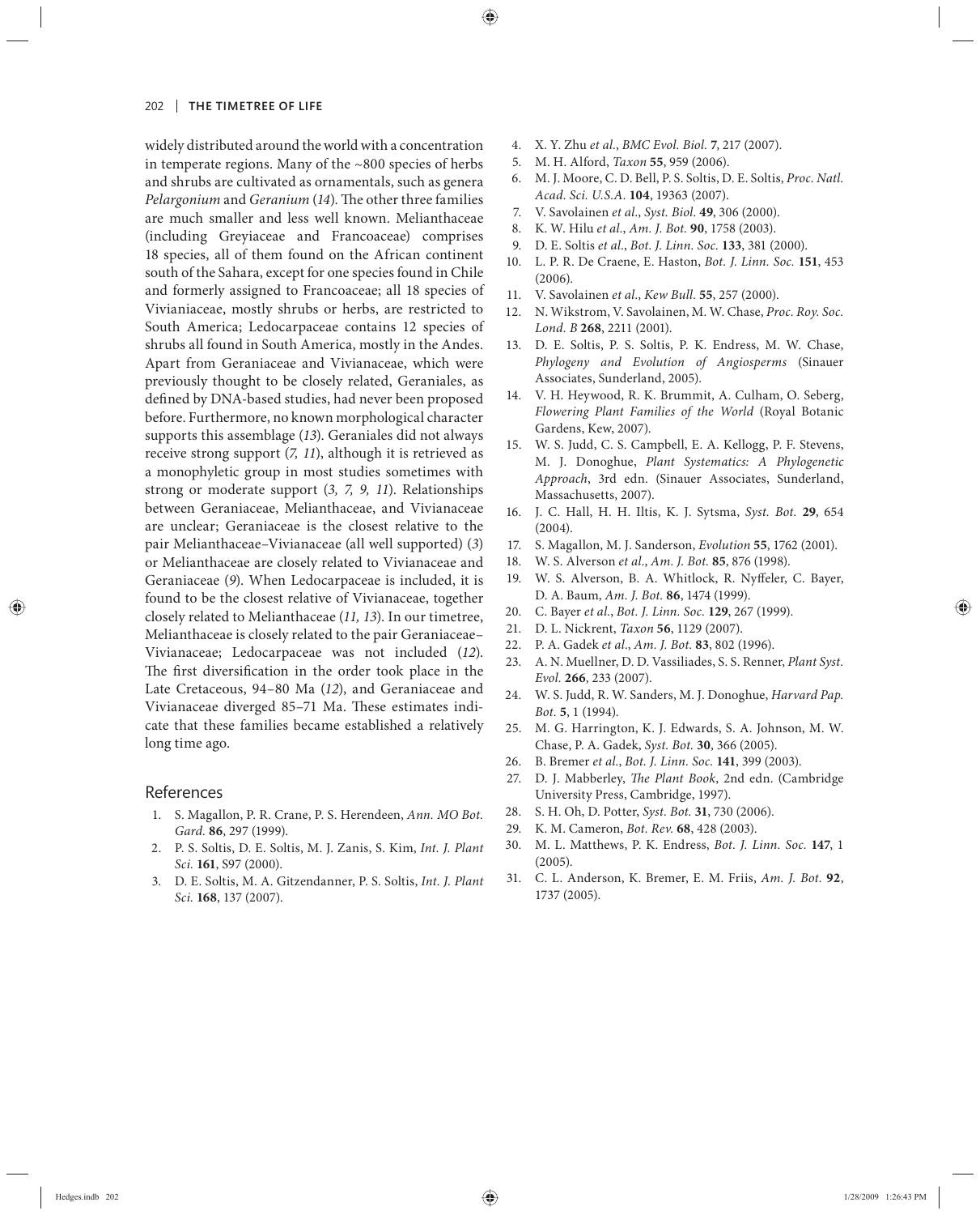widely distributed around the world with a concentration in temperate regions. Many of the ~800 species of herbs and shrubs are cultivated as ornamentals, such as genera *Pelargonium* and *Geranium* (*14*). The other three families are much smaller and less well known. Melianthaceae (including Greyiaceae and Francoaceae) comprises 18 species, all of them found on the African continent south of the Sahara, except for one species found in Chile and formerly assigned to Francoaceae; all 18 species of Vivianiaceae, mostly shrubs or herbs, are restricted to South America; Ledocarpaceae contains 12 species of shrubs all found in South America, mostly in the Andes. Apart from Geraniaceae and Vivianaceae, which were previously thought to be closely related, Geraniales, as defined by DNA-based studies, had never been proposed before. Furthermore, no known morphological character supports this assemblage (*13*). Geraniales did not always receive strong support (*7, 11*), although it is retrieved as a monophyletic group in most studies sometimes with strong or moderate support (*3, 7, 9, 11*). Relationships between Geraniaceae, Melianthaceae, and Vivianaceae are unclear; Geraniaceae is the closest relative to the pair Melianthaceae–Vivianaceae (all well supported) (*3*) or Melianthaceae are closely related to Vivianaceae and Geraniaceae (*9*). When Ledocarpaceae is included, it is found to be the closest relative of Vivianaceae, together closely related to Melianthaceae (*11, 13*). In our timetree, Melianthaceae is closely related to the pair Geraniaceae–Vivianaceae; Ledocarpaceae was not included (*12*). The first diversification in the order took place in the Late Cretaceous, 94–80 Ma (*12*), and Geraniaceae and Vivianaceae diverged 85–71 Ma. These estimates indicate that these families became established a relatively long time ago.

## References

1. S. Magallon, P. R. Crane, P. S. Herendeen, *Ann. MO Bot. Gard.* **86**, 297 (1999).
2. P. S. Soltis, D. E. Soltis, M. J. Zanis, S. Kim, *Int. J. Plant Sci.* **161**, S97 (2000).
3. D. E. Soltis, M. A. Gitzendanner, P. S. Soltis, *Int. J. Plant Sci.* **168**, 137 (2007).
4. X. Y. Zhu *et al.*, *BMC Evol. Biol.* **7**, 217 (2007).
5. M. H. Alford, *Taxon* **55**, 959 (2006).
6. M. J. Moore, C. D. Bell, P. S. Soltis, D. E. Soltis, *Proc. Natl. Acad. Sci. U.S.A.* **104**, 19363 (2007).
7. V. Savolainen *et al.*, *Syst. Biol.* **49**, 306 (2000).
8. K. W. Hilu *et al.*, *Am. J. Bot.* **90**, 1758 (2003).
9. D. E. Soltis *et al.*, *Bot. J. Linn. Soc.* **133**, 381 (2000).
10. L. P. R. De Craene, E. Haston, *Bot. J. Linn. Soc.* **151**, 453 (2006).
11. V. Savolainen *et al.*, *Kew Bull.* **55**, 257 (2000).
12. N. Wikstrom, V. Savolainen, M. W. Chase, *Proc. Roy. Soc. Lond. B* **268**, 2211 (2001).
13. D. E. Soltis, P. S. Soltis, P. K. Endress, M. W. Chase, *Phylogeny and Evolution of Angiosperms* (Sinauer Associates, Sunderland, 2005).
14. V. H. Heywood, R. K. Brummit, A. Culham, O. Seberg, *Flowering Plant Families of the World* (Royal Botanic Gardens, Kew, 2007).
15. W. S. Judd, C. S. Campbell, E. A. Kellogg, P. F. Stevens, M. J. Donoghue, *Plant Systematics: A Phylogenetic Approach*, 3rd edn. (Sinauer Associates, Sunderland, Massachusetts, 2007).
16. J. C. Hall, H. H. Iltis, K. J. Sytsma, *Syst. Bot.* **29**, 654 (2004).
17. S. Magallon, M. J. Sanderson, *Evolution* **55**, 1762 (2001).
18. W. S. Alverson *et al.*, *Am. J. Bot.* **85**, 876 (1998).
19. W. S. Alverson, B. A. Whitlock, R. Nyffeler, C. Bayer, D. A. Baum, *Am. J. Bot.* **86**, 1474 (1999).
20. C. Bayer *et al.*, *Bot. J. Linn. Soc.* **129**, 267 (1999).
21. D. L. Nickrent, *Taxon* **56**, 1129 (2007).
22. P. A. Gadek *et al.*, *Am. J. Bot.* **83**, 802 (1996).
23. A. N. Muellner, D. D. Vassiliades, S. S. Renner, *Plant Syst. Evol.* **266**, 233 (2007).
24. W. S. Judd, R. W. Sanders, M. J. Donoghue, *Harvard Pap. Bot.* **5**, 1 (1994).
25. M. G. Harrington, K. J. Edwards, S. A. Johnson, M. W. Chase, P. A. Gadek, *Syst. Bot.* **30**, 366 (2005).
26. B. Bremer *et al.*, *Bot. J. Linn. Soc.* **141**, 399 (2003).
27. D. J. Mabberley, *The Plant Book*, 2nd edn. (Cambridge University Press, Cambridge, 1997).
28. S. H. Oh, D. Potter, *Syst. Bot.* **31**, 730 (2006).
29. K. M. Cameron, *Bot. Rev.* **68**, 428 (2003).
30. M. L. Matthews, P. K. Endress, *Bot. J. Linn. Soc.* **147**, 1 (2005).
31. C. L. Anderson, K. Bremer, E. M. Friis, *Am. J. Bot.* **92**, 1737 (2005).